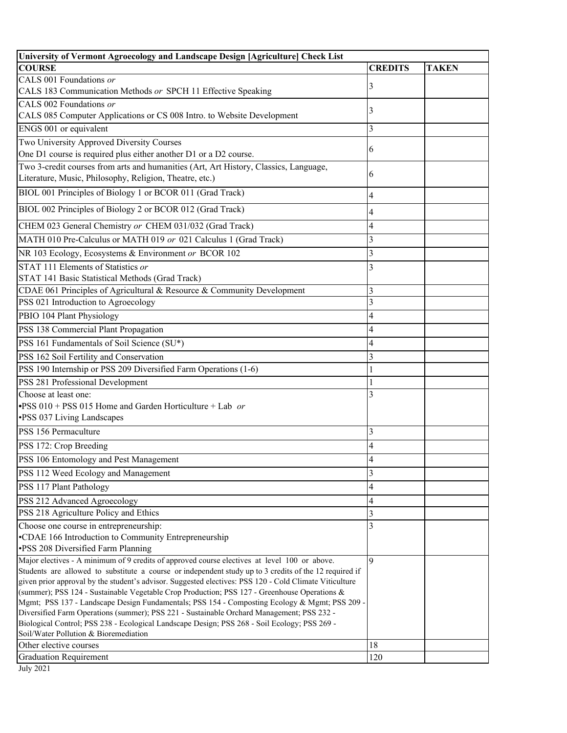| University of Vermont Agroecology and Landscape Design [Agriculture] Check List | | |
|---|---|---|
| **COURSE** | **CREDITS** | **TAKEN** |
| CALS 001 Foundations *or*<br>CALS 183 Communication Methods *or* SPCH 11 Effective Speaking | 3 | |
| CALS 002 Foundations *or*<br>CALS 085 Computer Applications or CS 008 Intro. to Website Development | 3 | |
| ENGS 001 or equivalent | 3 | |
| Two University Approved Diversity Courses<br>One D1 course is required plus either another D1 or a D2 course. | 6 | |
| Two 3-credit courses from arts and humanities (Art, Art History, Classics, Language, Literature, Music, Philosophy, Religion, Theatre, etc.) | 6 | |
| BIOL 001 Principles of Biology 1 or BCOR 011 (Grad Track) | 4 | |
| BIOL 002 Principles of Biology 2 or BCOR 012 (Grad Track) | 4 | |
| CHEM 023 General Chemistry *or* CHEM 031/032 (Grad Track) | 4 | |
| MATH 010 Pre-Calculus or MATH 019 *or* 021 Calculus 1 (Grad Track) | 3 | |
| NR 103 Ecology, Ecosystems & Environment *or* BCOR 102 | 3 | |
| STAT 111 Elements of Statistics *or*<br>STAT 141 Basic Statistical Methods (Grad Track) | 3 | |
| CDAE 061 Principles of Agricultural & Resource & Community Development | 3 | |
| PSS 021 Introduction to Agroecology | 3 | |
| PBIO 104 Plant Physiology | 4 | |
| PSS 138 Commercial Plant Propagation | 4 | |
| PSS 161 Fundamentals of Soil Science (SU*) | 4 | |
| PSS 162 Soil Fertility and Conservation | 3 | |
| PSS 190 Internship or PSS 209 Diversified Farm Operations (1-6) | 1 | |
| PSS 281 Professional Development | 1 | |
| Choose at least one:<br>•PSS 010 + PSS 015 Home and Garden Horticulture + Lab *or*<br>•PSS 037 Living Landscapes | 3 | |
| PSS 156 Permaculture | 3 | |
| PSS 172: Crop Breeding | 4 | |
| PSS 106 Entomology and Pest Management | 4 | |
| PSS 112 Weed Ecology and Management | 3 | |
| PSS 117 Plant Pathology | 4 | |
| PSS 212 Advanced Agroecology | 4 | |
| PSS 218 Agriculture Policy and Ethics | 3 | |
| Choose one course in entrepreneurship:<br>•CDAE 166 Introduction to Community Entrepreneurship<br>•PSS 208 Diversified Farm Planning | 3 | |
| Major electives - A minimum of 9 credits of approved course electives at level 100 or above. Students are allowed to substitute a course or independent study up to 3 credits of the 12 required if given prior approval by the student's advisor. Suggested electives: PSS 120 - Cold Climate Viticulture (summer); PSS 124 - Sustainable Vegetable Crop Production; PSS 127 - Greenhouse Operations & Mgmt; PSS 137 - Landscape Design Fundamentals; PSS 154 - Composting Ecology & Mgmt; PSS 209 - Diversified Farm Operations (summer); PSS 221 - Sustainable Orchard Management; PSS 232 - Biological Control; PSS 238 - Ecological Landscape Design; PSS 268 - Soil Ecology; PSS 269 - Soil/Water Pollution & Bioremediation | 9 | |
| Other elective courses | 18 | |
| Graduation Requirement | 120 | |

July 2021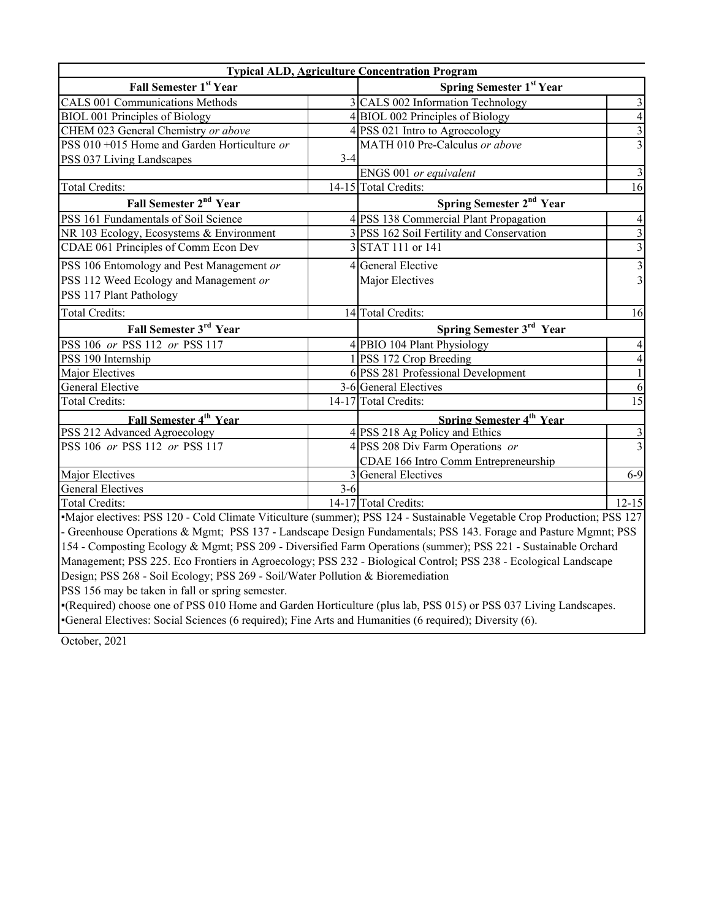| Typical ALD, Agriculture Concentration Program | | | |
|---|---|---|---|
| **Fall Semester 1st Year** | | **Spring Semester 1st Year** | |
| CALS 001 Communications Methods | 3 | CALS 002 Information Technology | 3 |
| BIOL 001 Principles of Biology | 4 | BIOL 002 Principles of Biology | 4 |
| CHEM 023 General Chemistry *or above* | 4 | PSS 021 Intro to Agroecology | 3 |
| PSS 010 +015 Home and Garden Horticulture *or* PSS 037 Living Landscapes | 3-4 | MATH 010 Pre-Calculus *or above* | 3 |
| | | ENGS 001 *or equivalent* | 3 |
| Total Credits: | 14-15 | Total Credits: | 16 |
| **Fall Semester 2nd Year** | | **Spring Semester 2nd Year** | |
| PSS 161 Fundamentals of Soil Science | 4 | PSS 138 Commercial Plant Propagation | 4 |
| NR 103 Ecology, Ecosystems & Environment | 3 | PSS 162 Soil Fertility and Conservation | 3 |
| CDAE 061 Principles of Comm Econ Dev | 3 | STAT 111 or 141 | 3 |
| PSS 106 Entomology and Pest Management *or* PSS 112 Weed Ecology and Management *or* PSS 117 Plant Pathology | 4 | General Elective<br>Major Electives | 3<br>3 |
| Total Credits: | 14 | Total Credits: | 16 |
| **Fall Semester 3rd Year** | | **Spring Semester 3rd Year** | |
| PSS 106 *or* PSS 112 *or* PSS 117 | 4 | PBIO 104 Plant Physiology | 4 |
| PSS 190 Internship | 1 | PSS 172 Crop Breeding | 4 |
| Major Electives | 6 | PSS 281 Professional Development | 1 |
| General Elective | 3-6 | General Electives | 6 |
| Total Credits: | 14-17 | Total Credits: | 15 |
| **Fall Semester 4th Year** | | **Spring Semester 4th Year** | |
| PSS 212 Advanced Agroecology | 4 | PSS 218 Ag Policy and Ethics | 3 |
| PSS 106 *or* PSS 112 *or* PSS 117 | 4 | PSS 208 Div Farm Operations *or* CDAE 166 Intro Comm Entrepreneurship | 3 |
| Major Electives | 3 | General Electives | 6-9 |
| General Electives | 3-6 | | |
| Total Credits: | 14-17 | Total Credits: | 12-15 |

▪Major electives: PSS 120 - Cold Climate Viticulture (summer); PSS 124 - Sustainable Vegetable Crop Production; PSS 127 - Greenhouse Operations & Mgmt; PSS 137 - Landscape Design Fundamentals; PSS 143. Forage and Pasture Mgmnt; PSS 154 - Composting Ecology & Mgmt; PSS 209 - Diversified Farm Operations (summer); PSS 221 - Sustainable Orchard Management; PSS 225. Eco Frontiers in Agroecology; PSS 232 - Biological Control; PSS 238 - Ecological Landscape Design; PSS 268 - Soil Ecology; PSS 269 - Soil/Water Pollution & Bioremediation

PSS 156 may be taken in fall or spring semester.

▪(Required) choose one of PSS 010 Home and Garden Horticulture (plus lab, PSS 015) or PSS 037 Living Landscapes.

▪General Electives: Social Sciences (6 required); Fine Arts and Humanities (6 required); Diversity (6).

October, 2021